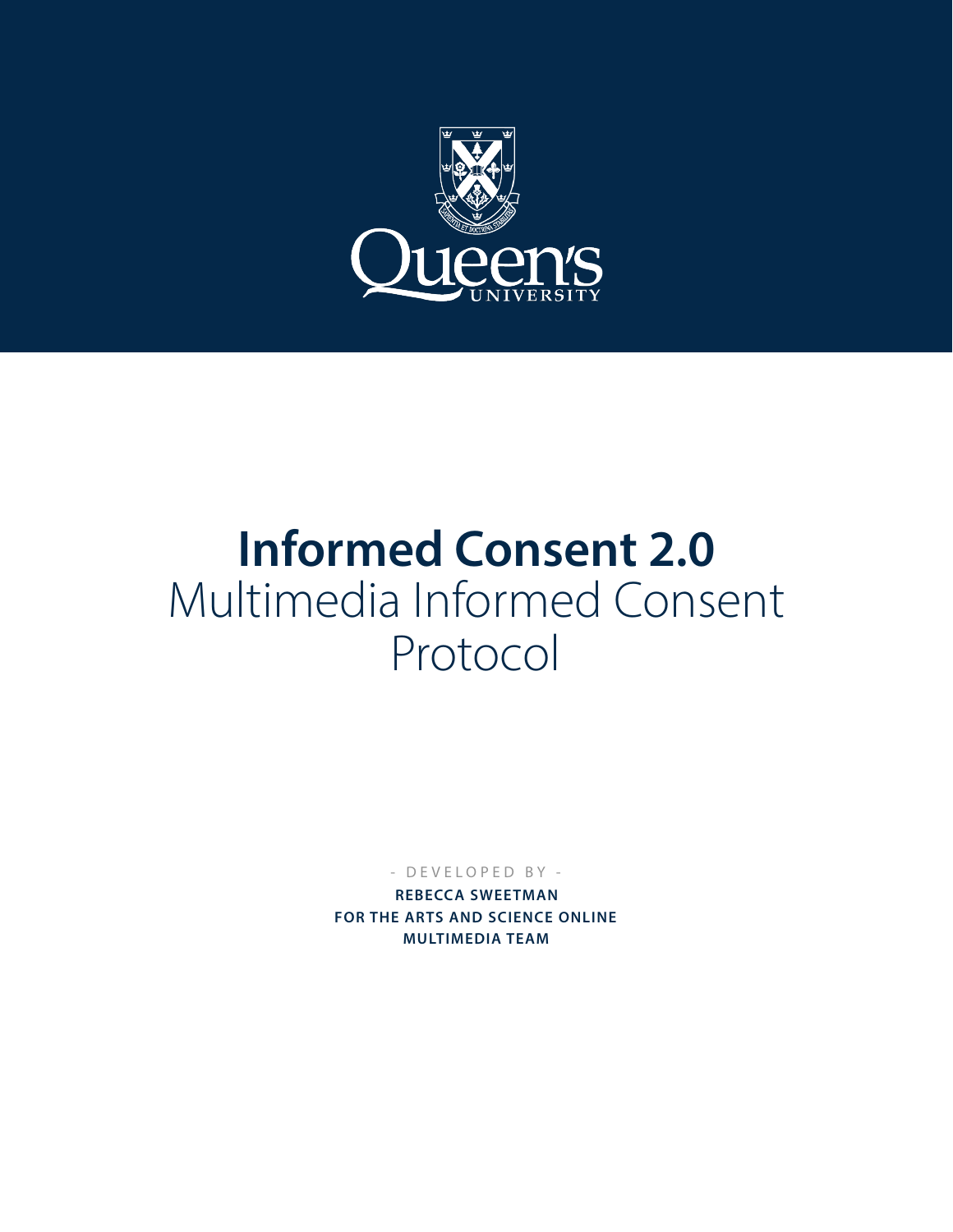# Informed Consent 2.0

## Multimedia Informed Consent Protocol

- DEVELOPED BY -

**REBECCA SWEETMAN**
**FOR THE ARTS AND SCIENCE ONLINE MULTIMEDIA TEAM**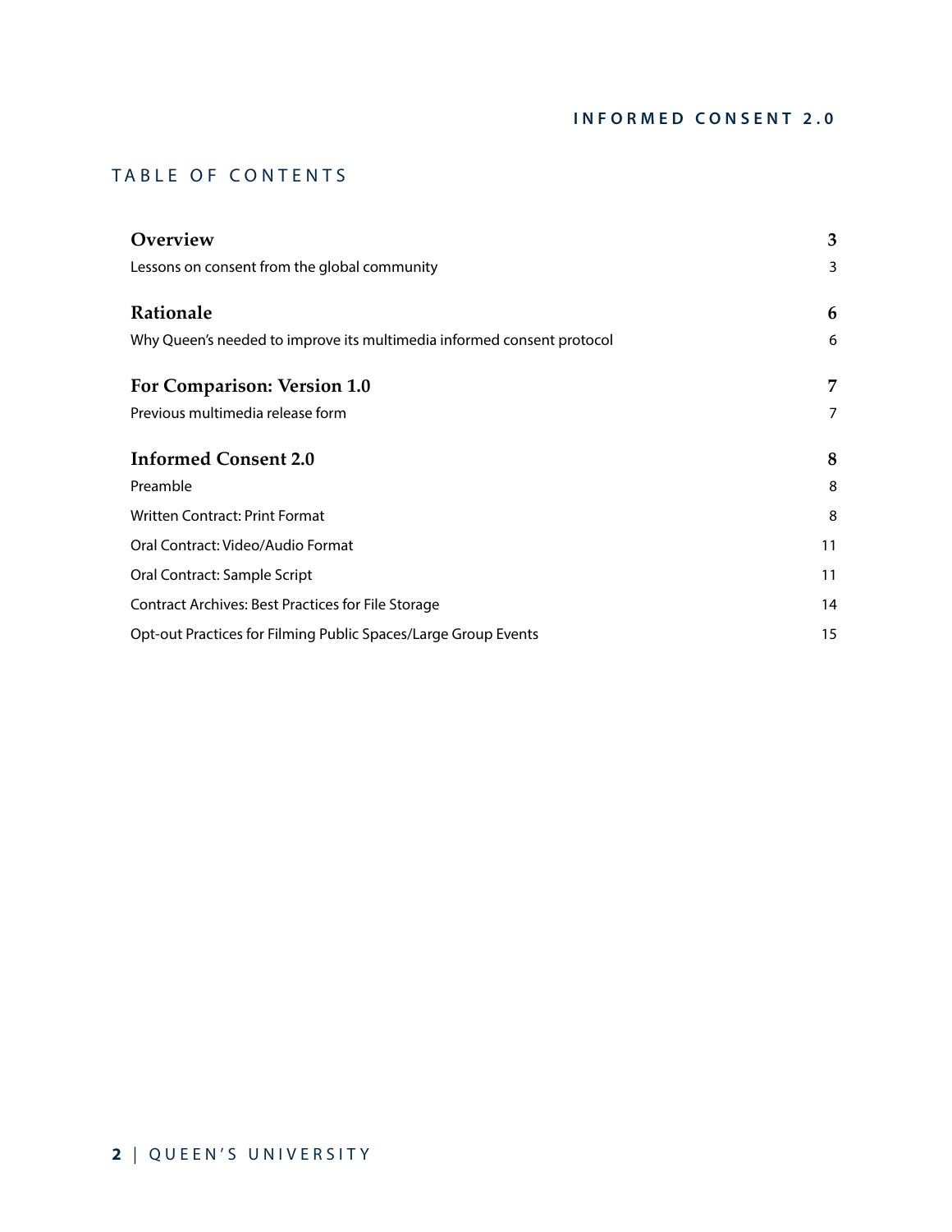# TABLE OF CONTENTS

| | |
|---|---|
| **Overview** | **3** |
| Lessons on consent from the global community | 3 |
| **Rationale** | **6** |
| Why Queen's needed to improve its multimedia informed consent protocol | 6 |
| **For Comparison: Version 1.0** | **7** |
| Previous multimedia release form | 7 |
| **Informed Consent 2.0** | **8** |
| Preamble | 8 |
| Written Contract: Print Format | 8 |
| Oral Contract: Video/Audio Format | 11 |
| Oral Contract: Sample Script | 11 |
| Contract Archives: Best Practices for File Storage | 14 |
| Opt-out Practices for Filming Public Spaces/Large Group Events | 15 |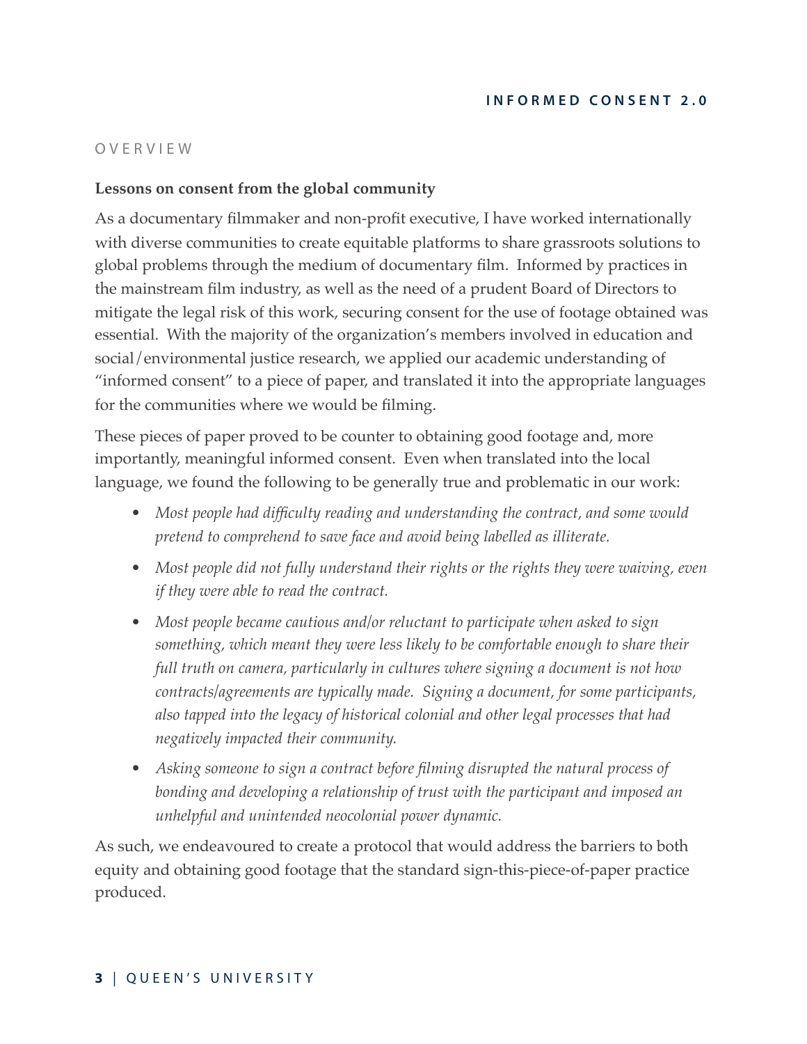OVERVIEW

## Lessons on consent from the global community

As a documentary filmmaker and non-profit executive, I have worked internationally with diverse communities to create equitable platforms to share grassroots solutions to global problems through the medium of documentary film. Informed by practices in the mainstream film industry, as well as the need of a prudent Board of Directors to mitigate the legal risk of this work, securing consent for the use of footage obtained was essential. With the majority of the organization's members involved in education and social/environmental justice research, we applied our academic understanding of "informed consent" to a piece of paper, and translated it into the appropriate languages for the communities where we would be filming.

These pieces of paper proved to be counter to obtaining good footage and, more importantly, meaningful informed consent. Even when translated into the local language, we found the following to be generally true and problematic in our work:

- *Most people had difficulty reading and understanding the contract, and some would pretend to comprehend to save face and avoid being labelled as illiterate.*
- *Most people did not fully understand their rights or the rights they were waiving, even if they were able to read the contract.*
- *Most people became cautious and/or reluctant to participate when asked to sign something, which meant they were less likely to be comfortable enough to share their full truth on camera, particularly in cultures where signing a document is not how contracts/agreements are typically made. Signing a document, for some participants, also tapped into the legacy of historical colonial and other legal processes that had negatively impacted their community.*
- *Asking someone to sign a contract before filming disrupted the natural process of bonding and developing a relationship of trust with the participant and imposed an unhelpful and unintended neocolonial power dynamic.*

As such, we endeavoured to create a protocol that would address the barriers to both equity and obtaining good footage that the standard sign-this-piece-of-paper practice produced.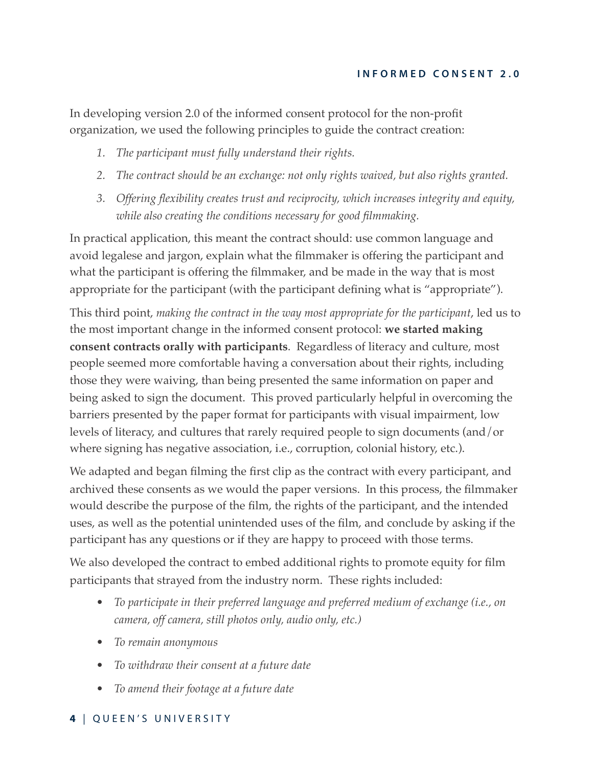In developing version 2.0 of the informed consent protocol for the non-profit organization, we used the following principles to guide the contract creation:

1. *The participant must fully understand their rights.*
2. *The contract should be an exchange: not only rights waived, but also rights granted.*
3. *Offering flexibility creates trust and reciprocity, which increases integrity and equity, while also creating the conditions necessary for good filmmaking.*

In practical application, this meant the contract should: use common language and avoid legalese and jargon, explain what the filmmaker is offering the participant and what the participant is offering the filmmaker, and be made in the way that is most appropriate for the participant (with the participant defining what is "appropriate").

This third point, *making the contract in the way most appropriate for the participant*, led us to the most important change in the informed consent protocol: **we started making consent contracts orally with participants**. Regardless of literacy and culture, most people seemed more comfortable having a conversation about their rights, including those they were waiving, than being presented the same information on paper and being asked to sign the document. This proved particularly helpful in overcoming the barriers presented by the paper format for participants with visual impairment, low levels of literacy, and cultures that rarely required people to sign documents (and/or where signing has negative association, i.e., corruption, colonial history, etc.).

We adapted and began filming the first clip as the contract with every participant, and archived these consents as we would the paper versions. In this process, the filmmaker would describe the purpose of the film, the rights of the participant, and the intended uses, as well as the potential unintended uses of the film, and conclude by asking if the participant has any questions or if they are happy to proceed with those terms.

We also developed the contract to embed additional rights to promote equity for film participants that strayed from the industry norm. These rights included:

- *To participate in their preferred language and preferred medium of exchange (i.e., on camera, off camera, still photos only, audio only, etc.)*
- *To remain anonymous*
- *To withdraw their consent at a future date*
- *To amend their footage at a future date*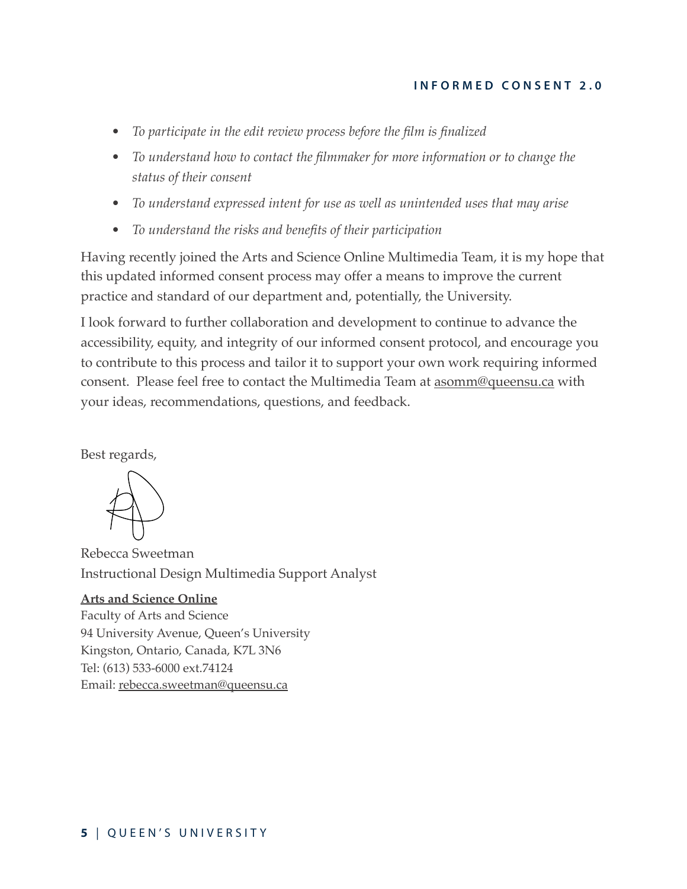- *To participate in the edit review process before the film is finalized*
- *To understand how to contact the filmmaker for more information or to change the status of their consent*
- *To understand expressed intent for use as well as unintended uses that may arise*
- *To understand the risks and benefits of their participation*

Having recently joined the Arts and Science Online Multimedia Team, it is my hope that this updated informed consent process may offer a means to improve the current practice and standard of our department and, potentially, the University.

I look forward to further collaboration and development to continue to advance the accessibility, equity, and integrity of our informed consent protocol, and encourage you to contribute to this process and tailor it to support your own work requiring informed consent. Please feel free to contact the Multimedia Team at asomm@queensu.ca with your ideas, recommendations, questions, and feedback.

Best regards,

Rebecca Sweetman
Instructional Design Multimedia Support Analyst

**Arts and Science Online**
Faculty of Arts and Science
94 University Avenue, Queen's University
Kingston, Ontario, Canada, K7L 3N6
Tel: (613) 533-6000 ext.74124
Email: rebecca.sweetman@queensu.ca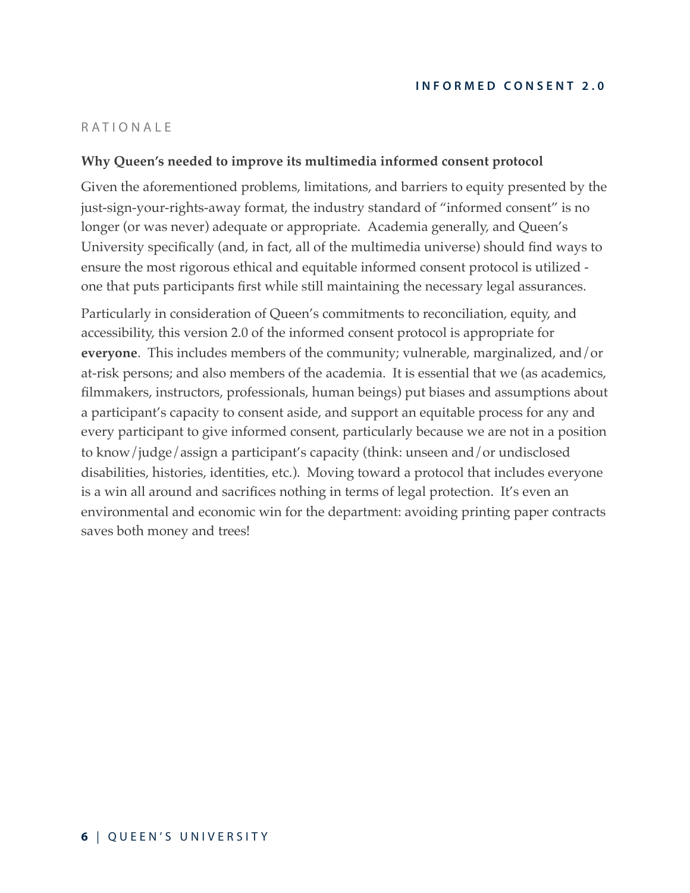## RATIONALE

### Why Queen's needed to improve its multimedia informed consent protocol

Given the aforementioned problems, limitations, and barriers to equity presented by the just-sign-your-rights-away format, the industry standard of "informed consent" is no longer (or was never) adequate or appropriate. Academia generally, and Queen's University specifically (and, in fact, all of the multimedia universe) should find ways to ensure the most rigorous ethical and equitable informed consent protocol is utilized - one that puts participants first while still maintaining the necessary legal assurances.

Particularly in consideration of Queen's commitments to reconciliation, equity, and accessibility, this version 2.0 of the informed consent protocol is appropriate for **everyone**. This includes members of the community; vulnerable, marginalized, and/or at-risk persons; and also members of the academia. It is essential that we (as academics, filmmakers, instructors, professionals, human beings) put biases and assumptions about a participant's capacity to consent aside, and support an equitable process for any and every participant to give informed consent, particularly because we are not in a position to know/judge/assign a participant's capacity (think: unseen and/or undisclosed disabilities, histories, identities, etc.). Moving toward a protocol that includes everyone is a win all around and sacrifices nothing in terms of legal protection. It's even an environmental and economic win for the department: avoiding printing paper contracts saves both money and trees!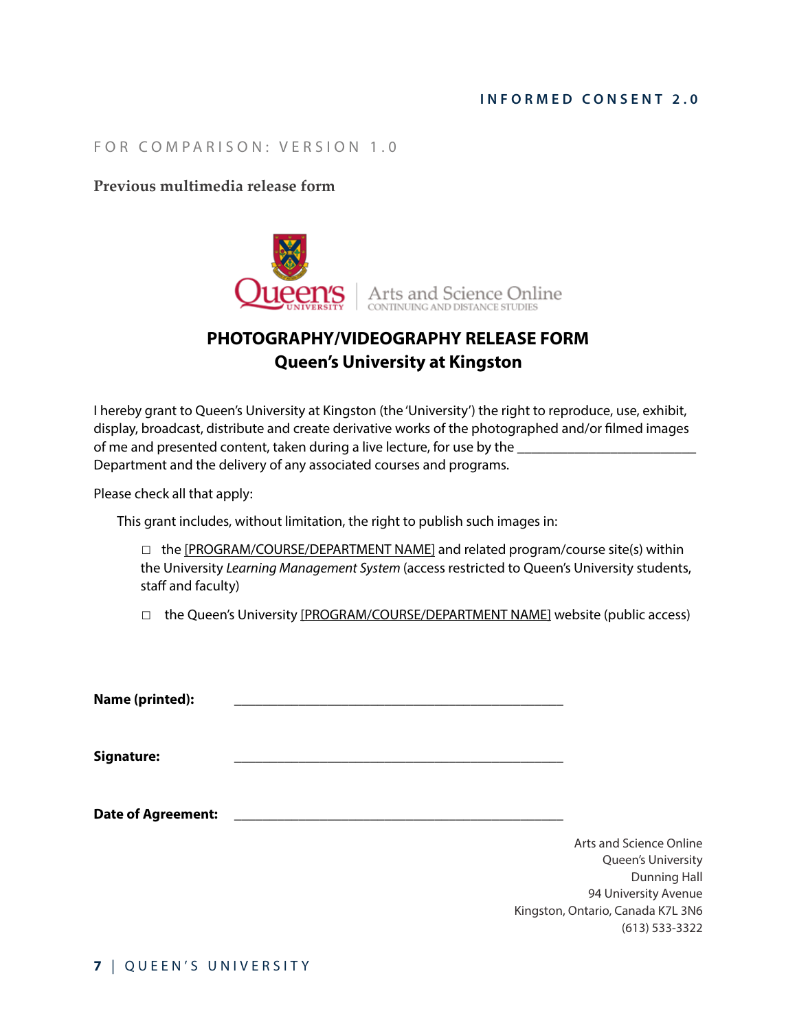FOR COMPARISON: VERSION 1.0

### Previous multimedia release form

Queen's University | Arts and Science Online
CONTINUING AND DISTANCE STUDIES

## PHOTOGRAPHY/VIDEOGRAPHY RELEASE FORM
## Queen's University at Kingston

I hereby grant to Queen's University at Kingston (the 'University') the right to reproduce, use, exhibit, display, broadcast, distribute and create derivative works of the photographed and/or filmed images of me and presented content, taken during a live lecture, for use by the _________________________ Department and the delivery of any associated courses and programs.

Please check all that apply:

This grant includes, without limitation, the right to publish such images in:

- ☐ the [PROGRAM/COURSE/DEPARTMENT NAME] and related program/course site(s) within the University *Learning Management System* (access restricted to Queen's University students, staff and faculty)
- ☐ the Queen's University [PROGRAM/COURSE/DEPARTMENT NAME] website (public access)

**Name (printed):** _______________________________________________

**Signature:** _______________________________________________

**Date of Agreement:** _______________________________________________

Arts and Science Online
Queen's University
Dunning Hall
94 University Avenue
Kingston, Ontario, Canada K7L 3N6
(613) 533-3322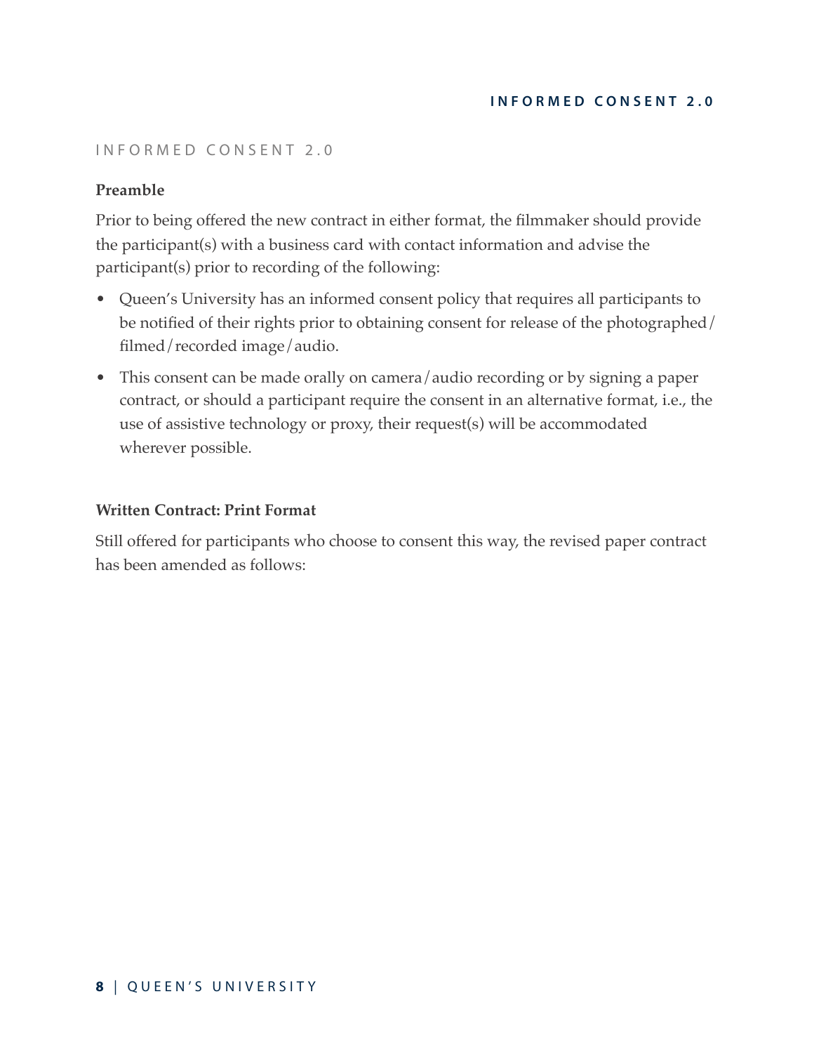## INFORMED CONSENT 2.0

### Preamble

Prior to being offered the new contract in either format, the filmmaker should provide the participant(s) with a business card with contact information and advise the participant(s) prior to recording of the following:

- Queen's University has an informed consent policy that requires all participants to be notified of their rights prior to obtaining consent for release of the photographed/filmed/recorded image/audio.
- This consent can be made orally on camera/audio recording or by signing a paper contract, or should a participant require the consent in an alternative format, i.e., the use of assistive technology or proxy, their request(s) will be accommodated wherever possible.

### Written Contract: Print Format

Still offered for participants who choose to consent this way, the revised paper contract has been amended as follows: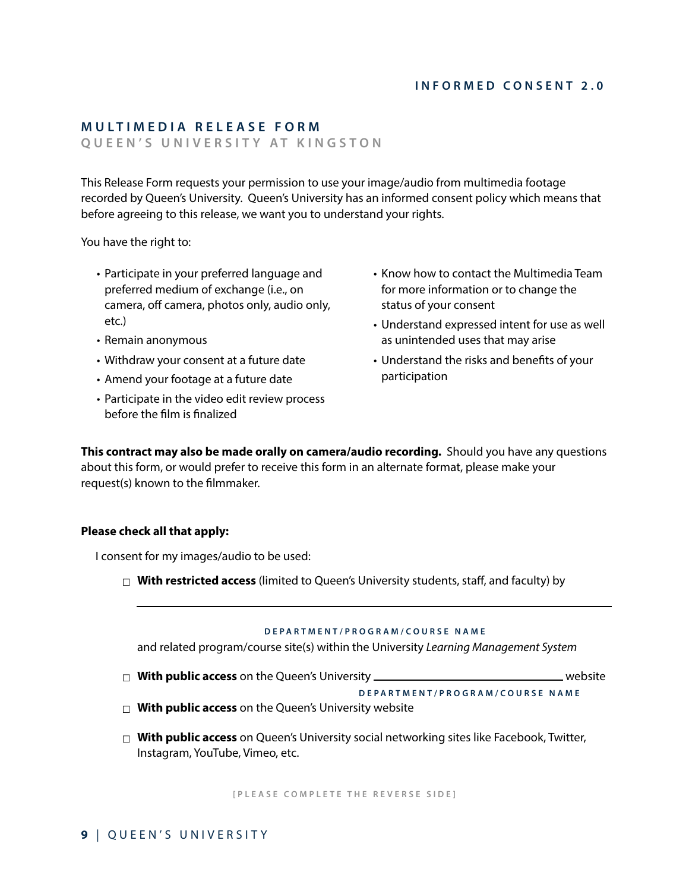# MULTIMEDIA RELEASE FORM

## QUEEN'S UNIVERSITY AT KINGSTON

This Release Form requests your permission to use your image/audio from multimedia footage recorded by Queen's University. Queen's University has an informed consent policy which means that before agreeing to this release, we want you to understand your rights.

You have the right to:

- Participate in your preferred language and preferred medium of exchange (i.e., on camera, off camera, photos only, audio only, etc.)
- Remain anonymous
- Withdraw your consent at a future date
- Amend your footage at a future date
- Participate in the video edit review process before the film is finalized
- Know how to contact the Multimedia Team for more information or to change the status of your consent
- Understand expressed intent for use as well as unintended uses that may arise
- Understand the risks and benefits of your participation

**This contract may also be made orally on camera/audio recording.** Should you have any questions about this form, or would prefer to receive this form in an alternate format, please make your request(s) known to the filmmaker.

**Please check all that apply:**

I consent for my images/audio to be used:

- ☐ **With restricted access** (limited to Queen's University students, staff, and faculty) by

  ______________________________________________

  DEPARTMENT/PROGRAM/COURSE NAME

  and related program/course site(s) within the University *Learning Management System*

- ☐ **With public access** on the Queen's University ______________________ website

  DEPARTMENT/PROGRAM/COURSE NAME

- ☐ **With public access** on the Queen's University website

- ☐ **With public access** on Queen's University social networking sites like Facebook, Twitter, Instagram, YouTube, Vimeo, etc.

[PLEASE COMPLETE THE REVERSE SIDE]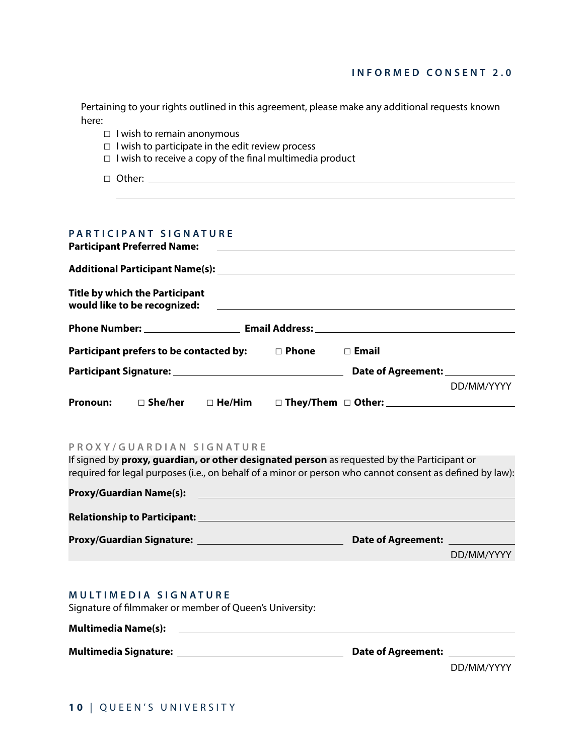Pertaining to your rights outlined in this agreement, please make any additional requests known here:

- ☐ I wish to remain anonymous
- ☐ I wish to participate in the edit review process
- ☐ I wish to receive a copy of the final multimedia product
- ☐ Other: ____________________________________________

____________________________________________

## PARTICIPANT SIGNATURE

**Participant Preferred Name:** ____________________________________________

**Additional Participant Name(s):** ____________________________________________

**Title by which the Participant would like to be recognized:** ____________________________________________

**Phone Number:** ____________________ **Email Address:** ____________________________________________

**Participant prefers to be contacted by:** ☐ **Phone** ☐ **Email**

**Participant Signature:** ________________________________ **Date of Agreement:** ______________
DD/MM/YYYY

**Pronoun:** ☐ **She/her** ☐ **He/Him** ☐ **They/Them** ☐ **Other:** ____________________

## PROXY/GUARDIAN SIGNATURE

If signed by **proxy, guardian, or other designated person** as requested by the Participant or required for legal purposes (i.e., on behalf of a minor or person who cannot consent as defined by law):

**Proxy/Guardian Name(s):** ____________________________________________

**Relationship to Participant:** ____________________________________________

**Proxy/Guardian Signature:** ________________________________ **Date of Agreement:** ______________
DD/MM/YYYY

## MULTIMEDIA SIGNATURE

Signature of filmmaker or member of Queen's University:

**Multimedia Name(s):** ____________________________________________

**Multimedia Signature:** ________________________________ **Date of Agreement:** ______________
DD/MM/YYYY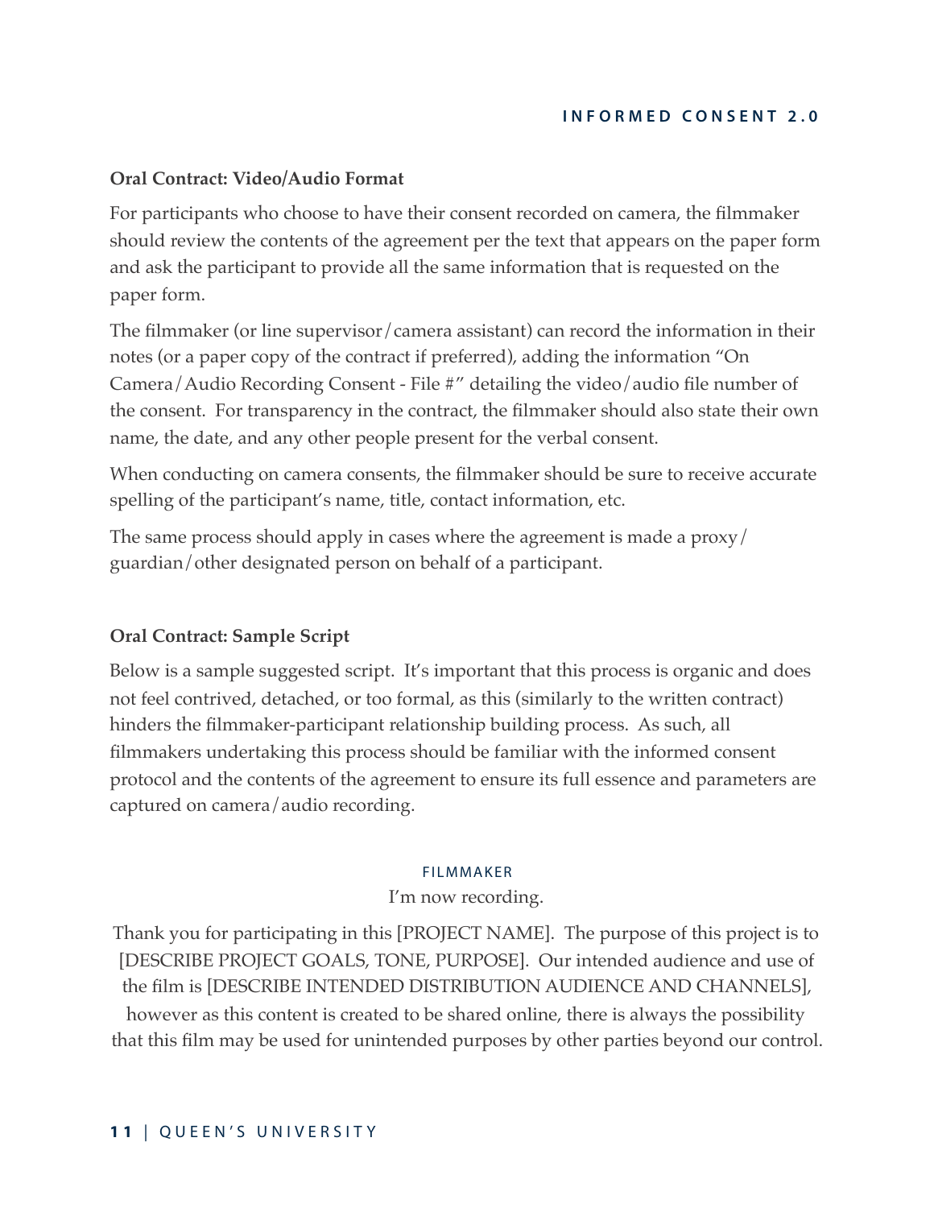**Oral Contract: Video/Audio Format**

For participants who choose to have their consent recorded on camera, the filmmaker should review the contents of the agreement per the text that appears on the paper form and ask the participant to provide all the same information that is requested on the paper form.

The filmmaker (or line supervisor/camera assistant) can record the information in their notes (or a paper copy of the contract if preferred), adding the information "On Camera/Audio Recording Consent - File #" detailing the video/audio file number of the consent. For transparency in the contract, the filmmaker should also state their own name, the date, and any other people present for the verbal consent.

When conducting on camera consents, the filmmaker should be sure to receive accurate spelling of the participant's name, title, contact information, etc.

The same process should apply in cases where the agreement is made a proxy/guardian/other designated person on behalf of a participant.

**Oral Contract: Sample Script**

Below is a sample suggested script. It's important that this process is organic and does not feel contrived, detached, or too formal, as this (similarly to the written contract) hinders the filmmaker-participant relationship building process. As such, all filmmakers undertaking this process should be familiar with the informed consent protocol and the contents of the agreement to ensure its full essence and parameters are captured on camera/audio recording.

FILMMAKER

I'm now recording.

Thank you for participating in this [PROJECT NAME]. The purpose of this project is to [DESCRIBE PROJECT GOALS, TONE, PURPOSE]. Our intended audience and use of the film is [DESCRIBE INTENDED DISTRIBUTION AUDIENCE AND CHANNELS], however as this content is created to be shared online, there is always the possibility that this film may be used for unintended purposes by other parties beyond our control.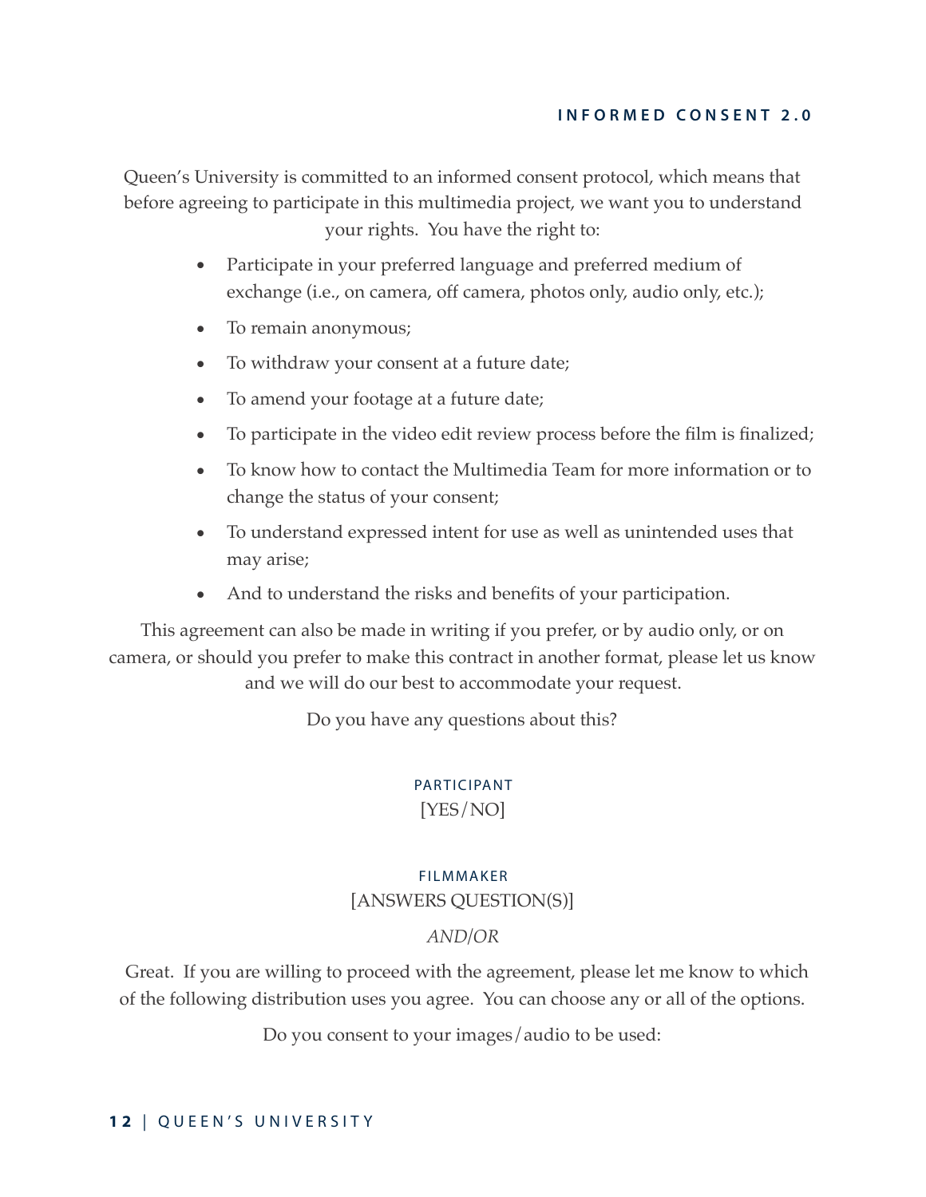## INFORMED CONSENT 2.0

Queen's University is committed to an informed consent protocol, which means that before agreeing to participate in this multimedia project, we want you to understand your rights. You have the right to:

- Participate in your preferred language and preferred medium of exchange (i.e., on camera, off camera, photos only, audio only, etc.);
- To remain anonymous;
- To withdraw your consent at a future date;
- To amend your footage at a future date;
- To participate in the video edit review process before the film is finalized;
- To know how to contact the Multimedia Team for more information or to change the status of your consent;
- To understand expressed intent for use as well as unintended uses that may arise;
- And to understand the risks and benefits of your participation.

This agreement can also be made in writing if you prefer, or by audio only, or on camera, or should you prefer to make this contract in another format, please let us know and we will do our best to accommodate your request.

Do you have any questions about this?

PARTICIPANT

[YES/NO]

FILMMAKER

[ANSWERS QUESTION(S)]

*AND/OR*

Great. If you are willing to proceed with the agreement, please let me know to which of the following distribution uses you agree. You can choose any or all of the options.

Do you consent to your images/audio to be used: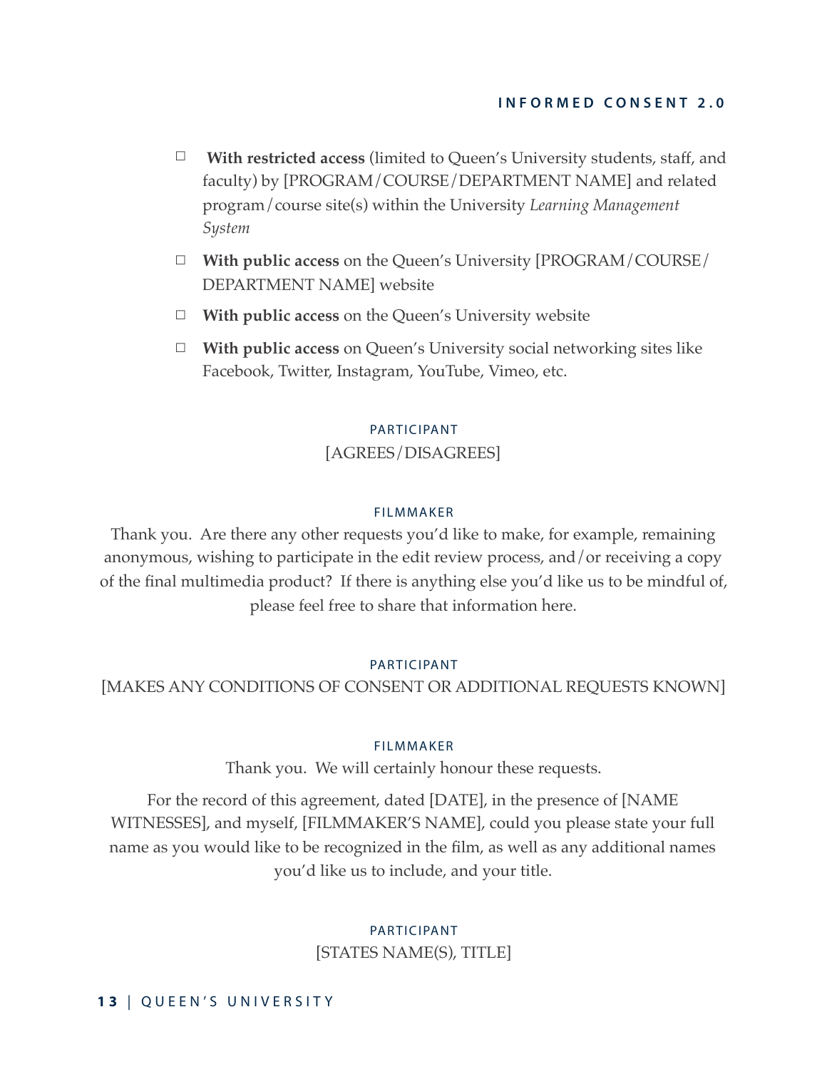- ☐ **With restricted access** (limited to Queen's University students, staff, and faculty) by [PROGRAM/COURSE/DEPARTMENT NAME] and related program/course site(s) within the University *Learning Management System*
- ☐ **With public access** on the Queen's University [PROGRAM/COURSE/DEPARTMENT NAME] website
- ☐ **With public access** on the Queen's University website
- ☐ **With public access** on Queen's University social networking sites like Facebook, Twitter, Instagram, YouTube, Vimeo, etc.

PARTICIPANT

[AGREES/DISAGREES]

FILMMAKER

Thank you. Are there any other requests you'd like to make, for example, remaining anonymous, wishing to participate in the edit review process, and/or receiving a copy of the final multimedia product? If there is anything else you'd like us to be mindful of, please feel free to share that information here.

PARTICIPANT

[MAKES ANY CONDITIONS OF CONSENT OR ADDITIONAL REQUESTS KNOWN]

FILMMAKER

Thank you. We will certainly honour these requests.

For the record of this agreement, dated [DATE], in the presence of [NAME WITNESSES], and myself, [FILMMAKER'S NAME], could you please state your full name as you would like to be recognized in the film, as well as any additional names you'd like us to include, and your title.

PARTICIPANT

[STATES NAME(S), TITLE]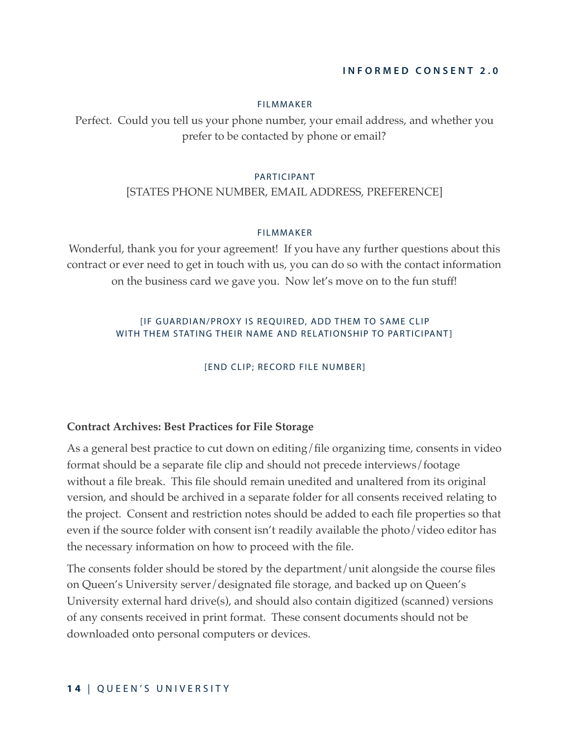FILMMAKER

Perfect. Could you tell us your phone number, your email address, and whether you prefer to be contacted by phone or email?

PARTICIPANT

[STATES PHONE NUMBER, EMAIL ADDRESS, PREFERENCE]

FILMMAKER

Wonderful, thank you for your agreement! If you have any further questions about this contract or ever need to get in touch with us, you can do so with the contact information on the business card we gave you. Now let's move on to the fun stuff!

[IF GUARDIAN/PROXY IS REQUIRED, ADD THEM TO SAME CLIP WITH THEM STATING THEIR NAME AND RELATIONSHIP TO PARTICIPANT]

[END CLIP; RECORD FILE NUMBER]

**Contract Archives: Best Practices for File Storage**

As a general best practice to cut down on editing/file organizing time, consents in video format should be a separate file clip and should not precede interviews/footage without a file break. This file should remain unedited and unaltered from its original version, and should be archived in a separate folder for all consents received relating to the project. Consent and restriction notes should be added to each file properties so that even if the source folder with consent isn't readily available the photo/video editor has the necessary information on how to proceed with the file.

The consents folder should be stored by the department/unit alongside the course files on Queen's University server/designated file storage, and backed up on Queen's University external hard drive(s), and should also contain digitized (scanned) versions of any consents received in print format. These consent documents should not be downloaded onto personal computers or devices.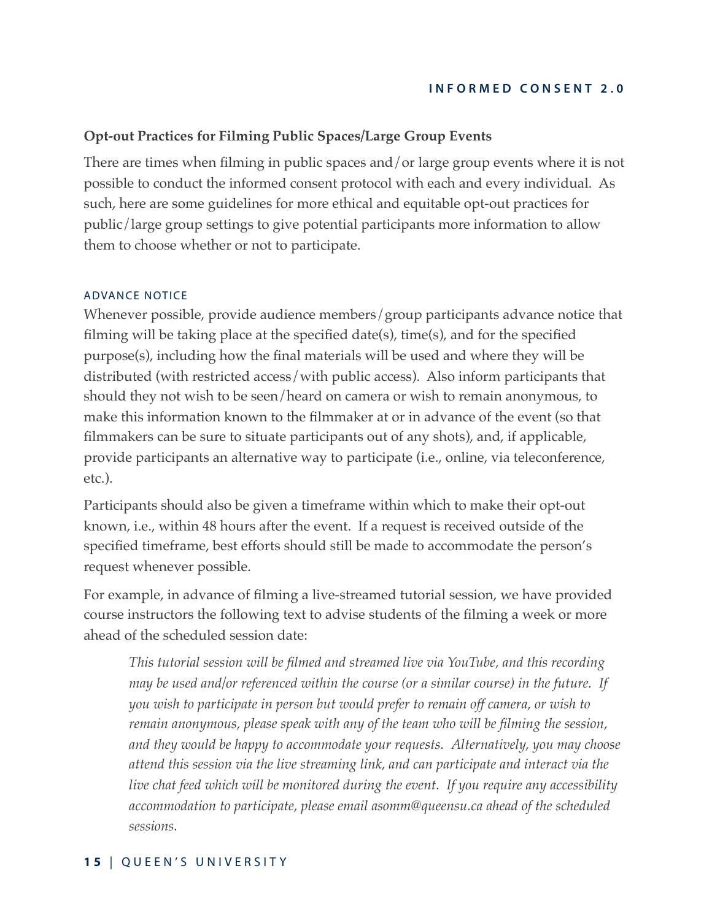### Opt-out Practices for Filming Public Spaces/Large Group Events

There are times when filming in public spaces and/or large group events where it is not possible to conduct the informed consent protocol with each and every individual. As such, here are some guidelines for more ethical and equitable opt-out practices for public/large group settings to give potential participants more information to allow them to choose whether or not to participate.

#### ADVANCE NOTICE

Whenever possible, provide audience members/group participants advance notice that filming will be taking place at the specified date(s), time(s), and for the specified purpose(s), including how the final materials will be used and where they will be distributed (with restricted access/with public access). Also inform participants that should they not wish to be seen/heard on camera or wish to remain anonymous, to make this information known to the filmmaker at or in advance of the event (so that filmmakers can be sure to situate participants out of any shots), and, if applicable, provide participants an alternative way to participate (i.e., online, via teleconference, etc.).

Participants should also be given a timeframe within which to make their opt-out known, i.e., within 48 hours after the event. If a request is received outside of the specified timeframe, best efforts should still be made to accommodate the person's request whenever possible.

For example, in advance of filming a live-streamed tutorial session, we have provided course instructors the following text to advise students of the filming a week or more ahead of the scheduled session date:

> *This tutorial session will be filmed and streamed live via YouTube, and this recording may be used and/or referenced within the course (or a similar course) in the future. If you wish to participate in person but would prefer to remain off camera, or wish to remain anonymous, please speak with any of the team who will be filming the session, and they would be happy to accommodate your requests. Alternatively, you may choose attend this session via the live streaming link, and can participate and interact via the live chat feed which will be monitored during the event. If you require any accessibility accommodation to participate, please email asomm@queensu.ca ahead of the scheduled sessions.*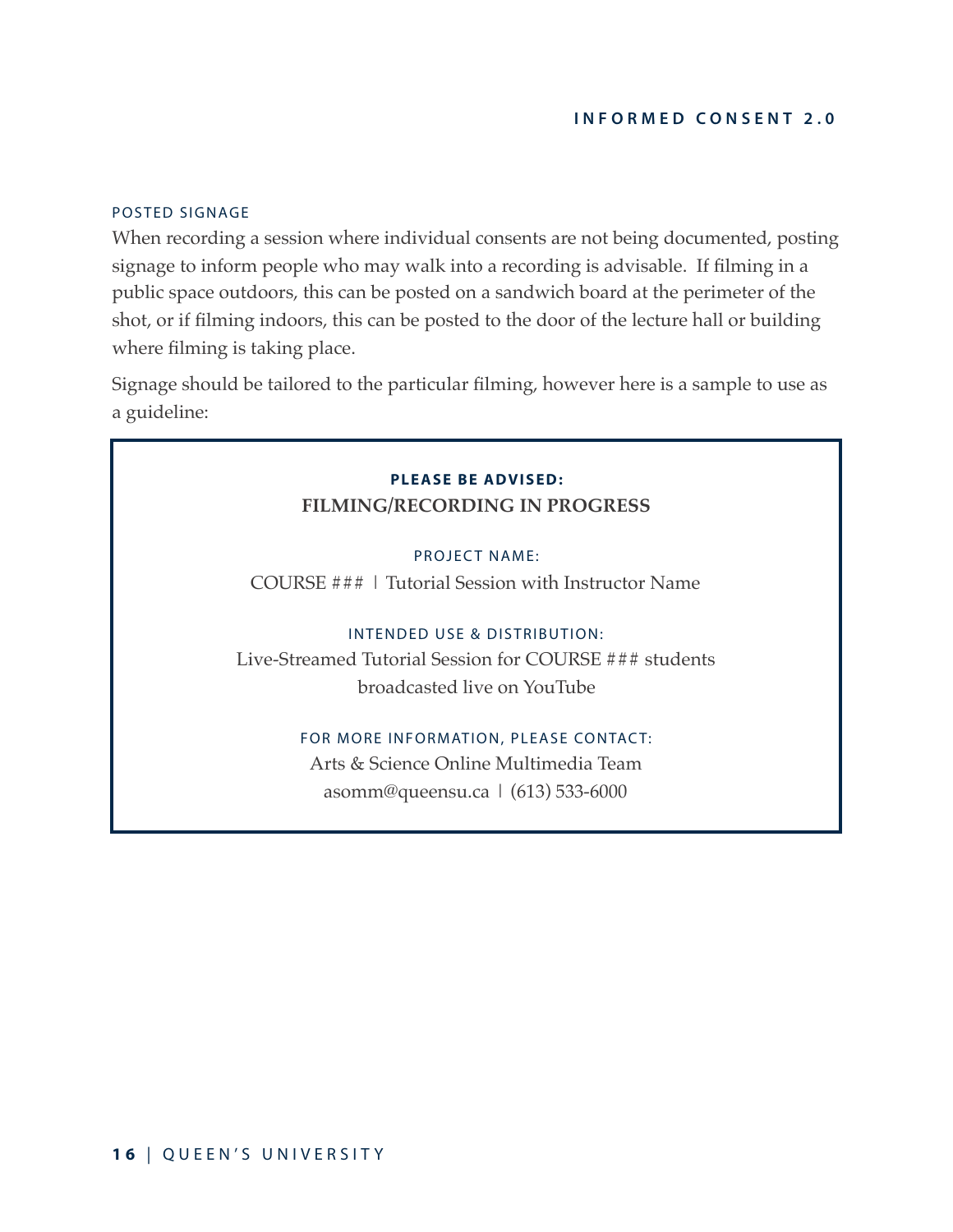## POSTED SIGNAGE

When recording a session where individual consents are not being documented, posting signage to inform people who may walk into a recording is advisable. If filming in a public space outdoors, this can be posted on a sandwich board at the perimeter of the shot, or if filming indoors, this can be posted to the door of the lecture hall or building where filming is taking place.

Signage should be tailored to the particular filming, however here is a sample to use as a guideline:

**PLEASE BE ADVISED:**
**FILMING/RECORDING IN PROGRESS**

PROJECT NAME:
COURSE ### | Tutorial Session with Instructor Name

INTENDED USE & DISTRIBUTION:
Live-Streamed Tutorial Session for COURSE ### students broadcasted live on YouTube

FOR MORE INFORMATION, PLEASE CONTACT:
Arts & Science Online Multimedia Team
asomm@queensu.ca | (613) 533-6000